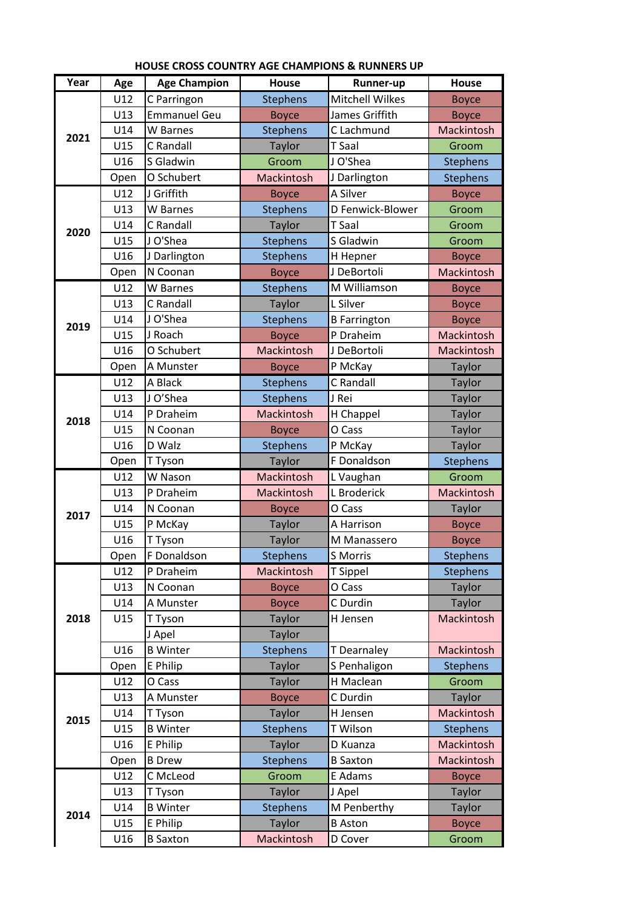**HOUSE CROSS COUNTRY AGE CHAMPIONS & RUNNERS UP**

| Year | Age | Age Champion | House | Runner-up | House |
|---|---|---|---|---|---|
| 2021 | U12 | C Parringon | Stephens | Mitchell Wilkes | Boyce |
| | U13 | Emmanuel Geu | Boyce | James Griffith | Boyce |
| | U14 | W Barnes | Stephens | C Lachmund | Mackintosh |
| | U15 | C Randall | Taylor | T Saal | Groom |
| | U16 | S Gladwin | Groom | J O'Shea | Stephens |
| | Open | O Schubert | Mackintosh | J Darlington | Stephens |
| 2020 | U12 | J Griffith | Boyce | A Silver | Boyce |
| | U13 | W Barnes | Stephens | D Fenwick-Blower | Groom |
| | U14 | C Randall | Taylor | T Saal | Groom |
| | U15 | J O'Shea | Stephens | S Gladwin | Groom |
| | U16 | J Darlington | Stephens | H Hepner | Boyce |
| | Open | N Coonan | Boyce | J DeBortoli | Mackintosh |
| 2019 | U12 | W Barnes | Stephens | M Williamson | Boyce |
| | U13 | C Randall | Taylor | L Silver | Boyce |
| | U14 | J O'Shea | Stephens | B Farrington | Boyce |
| | U15 | J Roach | Boyce | P Draheim | Mackintosh |
| | U16 | O Schubert | Mackintosh | J DeBortoli | Mackintosh |
| | Open | A Munster | Boyce | P McKay | Taylor |
| 2018 | U12 | A Black | Stephens | C Randall | Taylor |
| | U13 | J O'Shea | Stephens | J Rei | Taylor |
| | U14 | P Draheim | Mackintosh | H Chappel | Taylor |
| | U15 | N Coonan | Boyce | O Cass | Taylor |
| | U16 | D Walz | Stephens | P McKay | Taylor |
| | Open | T Tyson | Taylor | F Donaldson | Stephens |
| 2017 | U12 | W Nason | Mackintosh | L Vaughan | Groom |
| | U13 | P Draheim | Mackintosh | L Broderick | Mackintosh |
| | U14 | N Coonan | Boyce | O Cass | Taylor |
| | U15 | P McKay | Taylor | A Harrison | Boyce |
| | U16 | T Tyson | Taylor | M Manassero | Boyce |
| | Open | F Donaldson | Stephens | S Morris | Stephens |
| 2018 | U12 | P Draheim | Mackintosh | T Sippel | Stephens |
| | U13 | N Coonan | Boyce | O Cass | Taylor |
| | U14 | A Munster | Boyce | C Durdin | Taylor |
| | U15 | T Tyson | Taylor | H Jensen | Mackintosh |
| | | J Apel | Taylor | | |
| | U16 | B Winter | Stephens | T Dearnaley | Mackintosh |
| | Open | E Philip | Taylor | S Penhaligon | Stephens |
| 2015 | U12 | O Cass | Taylor | H Maclean | Groom |
| | U13 | A Munster | Boyce | C Durdin | Taylor |
| | U14 | T Tyson | Taylor | H Jensen | Mackintosh |
| | U15 | B Winter | Stephens | T Wilson | Stephens |
| | U16 | E Philip | Taylor | D Kuanza | Mackintosh |
| | Open | B Drew | Stephens | B Saxton | Mackintosh |
| 2014 | U12 | C McLeod | Groom | E Adams | Boyce |
| | U13 | T Tyson | Taylor | J Apel | Taylor |
| | U14 | B Winter | Stephens | M Penberthy | Taylor |
| | U15 | E Philip | Taylor | B Aston | Boyce |
| | U16 | B Saxton | Mackintosh | D Cover | Groom |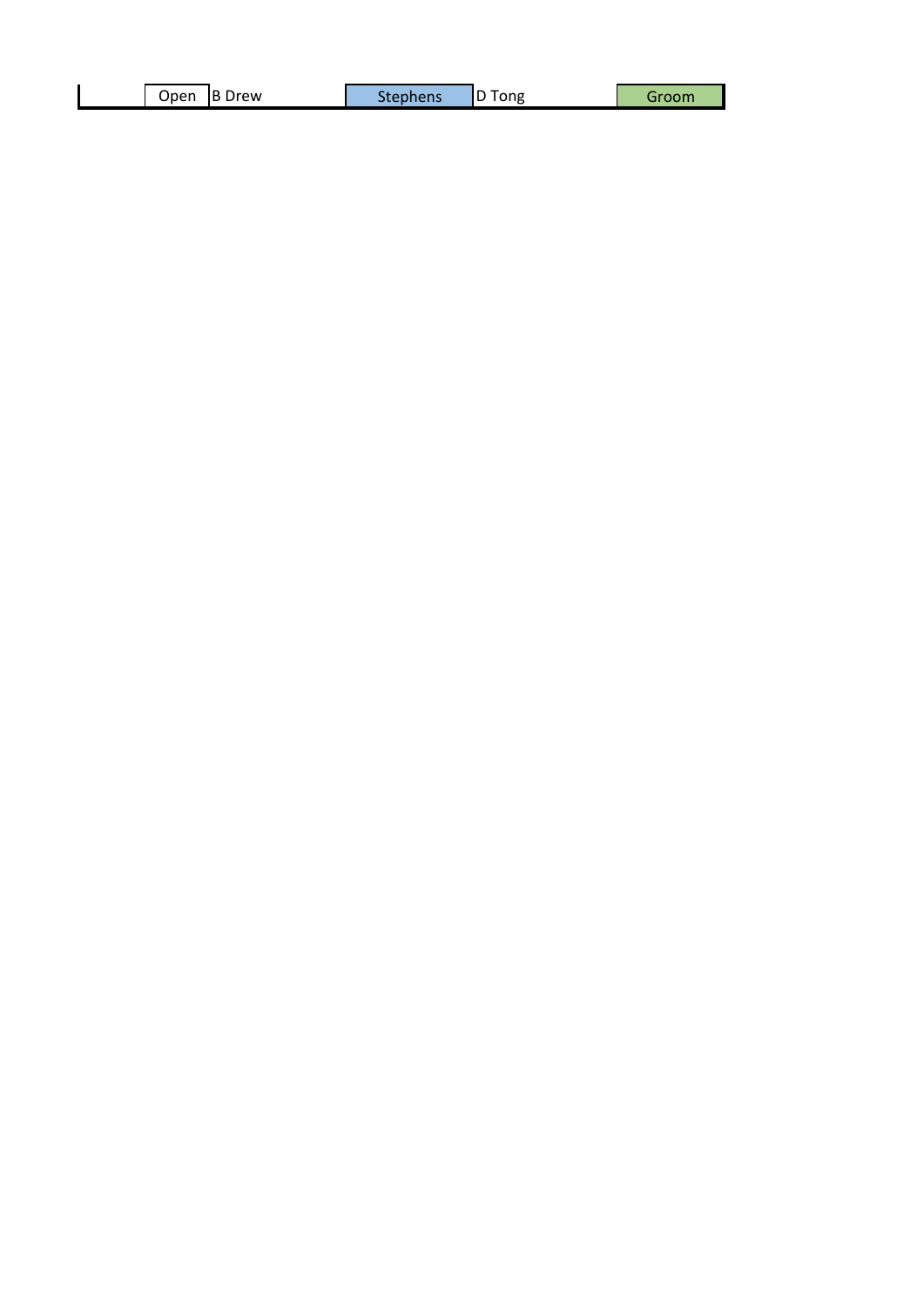| | | | | | |
|---|---|---|---|---|---|
| | Open | B Drew | Stephens | D Tong | Groom |